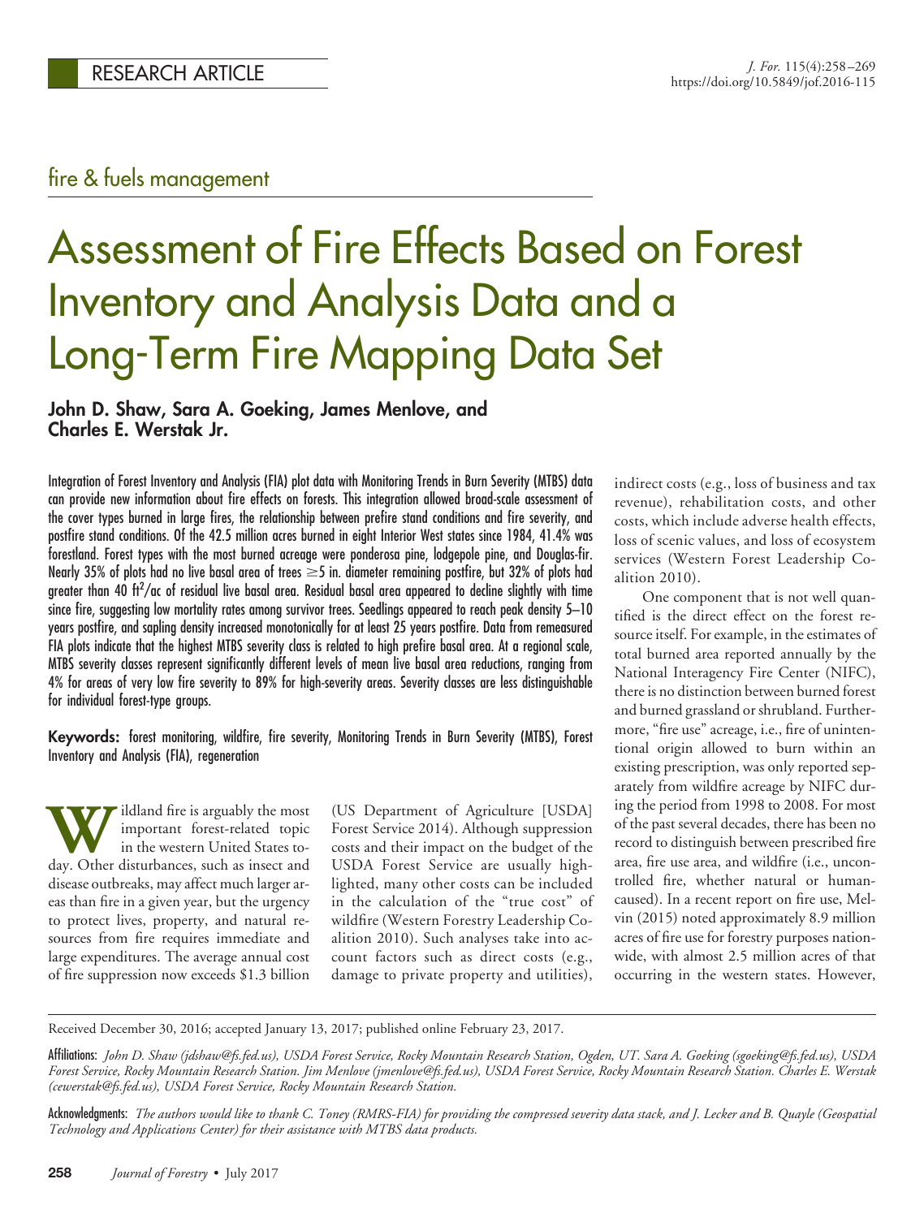RESEARCH ARTICLE

fire & fuels management

# Assessment of Fire Effects Based on Forest Inventory and Analysis Data and a Long-Term Fire Mapping Data Set

**John D. Shaw, Sara A. Goeking, James Menlove, and Charles E. Werstak Jr.**

Integration of Forest Inventory and Analysis (FIA) plot data with Monitoring Trends in Burn Severity (MTBS) data can provide new information about fire effects on forests. This integration allowed broad-scale assessment of the cover types burned in large fires, the relationship between prefire stand conditions and fire severity, and postfire stand conditions. Of the 42.5 million acres burned in eight Interior West states since 1984, 41.4% was forestland. Forest types with the most burned acreage were ponderosa pine, lodgepole pine, and Douglas-fir. Nearly 35% of plots had no live basal area of trees ≥5 in. diameter remaining postfire, but 32% of plots had greater than 40 $ft^2$/ac of residual live basal area. Residual basal area appeared to decline slightly with time since fire, suggesting low mortality rates among survivor trees. Seedlings appeared to reach peak density 5–10 years postfire, and sapling density increased monotonically for at least 25 years postfire. Data from remeasured FIA plots indicate that the highest MTBS severity class is related to high prefire basal area. At a regional scale, MTBS severity classes represent significantly different levels of mean live basal area reductions, ranging from 4% for areas of very low fire severity to 89% for high-severity areas. Severity classes are less distinguishable for individual forest-type groups.

**Keywords:** forest monitoring, wildfire, fire severity, Monitoring Trends in Burn Severity (MTBS), Forest Inventory and Analysis (FIA), regeneration

Wildland fire is arguably the most important forest-related topic in the western United States today. Other disturbances, such as insect and disease outbreaks, may affect much larger areas than fire in a given year, but the urgency to protect lives, property, and natural resources from fire requires immediate and large expenditures. The average annual cost of fire suppression now exceeds $1.3 billion (US Department of Agriculture [USDA] Forest Service 2014). Although suppression costs and their impact on the budget of the USDA Forest Service are usually highlighted, many other costs can be included in the calculation of the "true cost" of wildfire (Western Forestry Leadership Coalition 2010). Such analyses take into account factors such as direct costs (e.g., damage to private property and utilities), indirect costs (e.g., loss of business and tax revenue), rehabilitation costs, and other costs, which include adverse health effects, loss of scenic values, and loss of ecosystem services (Western Forest Leadership Coalition 2010).

One component that is not well quantified is the direct effect on the forest resource itself. For example, in the estimates of total burned area reported annually by the National Interagency Fire Center (NIFC), there is no distinction between burned forest and burned grassland or shrubland. Furthermore, "fire use" acreage, i.e., fire of unintentional origin allowed to burn within an existing prescription, was only reported separately from wildfire acreage by NIFC during the period from 1998 to 2008. For most of the past several decades, there has been no record to distinguish between prescribed fire area, fire use area, and wildfire (i.e., uncontrolled fire, whether natural or human-caused). In a recent report on fire use, Melvin (2015) noted approximately 8.9 million acres of fire use for forestry purposes nationwide, with almost 2.5 million acres of that occurring in the western states. However,

Received December 30, 2016; accepted January 13, 2017; published online February 23, 2017.

Affiliations: *John D. Shaw (jdshaw@fs.fed.us), USDA Forest Service, Rocky Mountain Research Station, Ogden, UT. Sara A. Goeking (sgoeking@fs.fed.us), USDA Forest Service, Rocky Mountain Research Station. Jim Menlove (jmenlove@fs.fed.us), USDA Forest Service, Rocky Mountain Research Station. Charles E. Werstak (cewerstak@fs.fed.us), USDA Forest Service, Rocky Mountain Research Station.*

Acknowledgments: *The authors would like to thank C. Toney (RMRS-FIA) for providing the compressed severity data stack, and J. Lecker and B. Quayle (Geospatial Technology and Applications Center) for their assistance with MTBS data products.*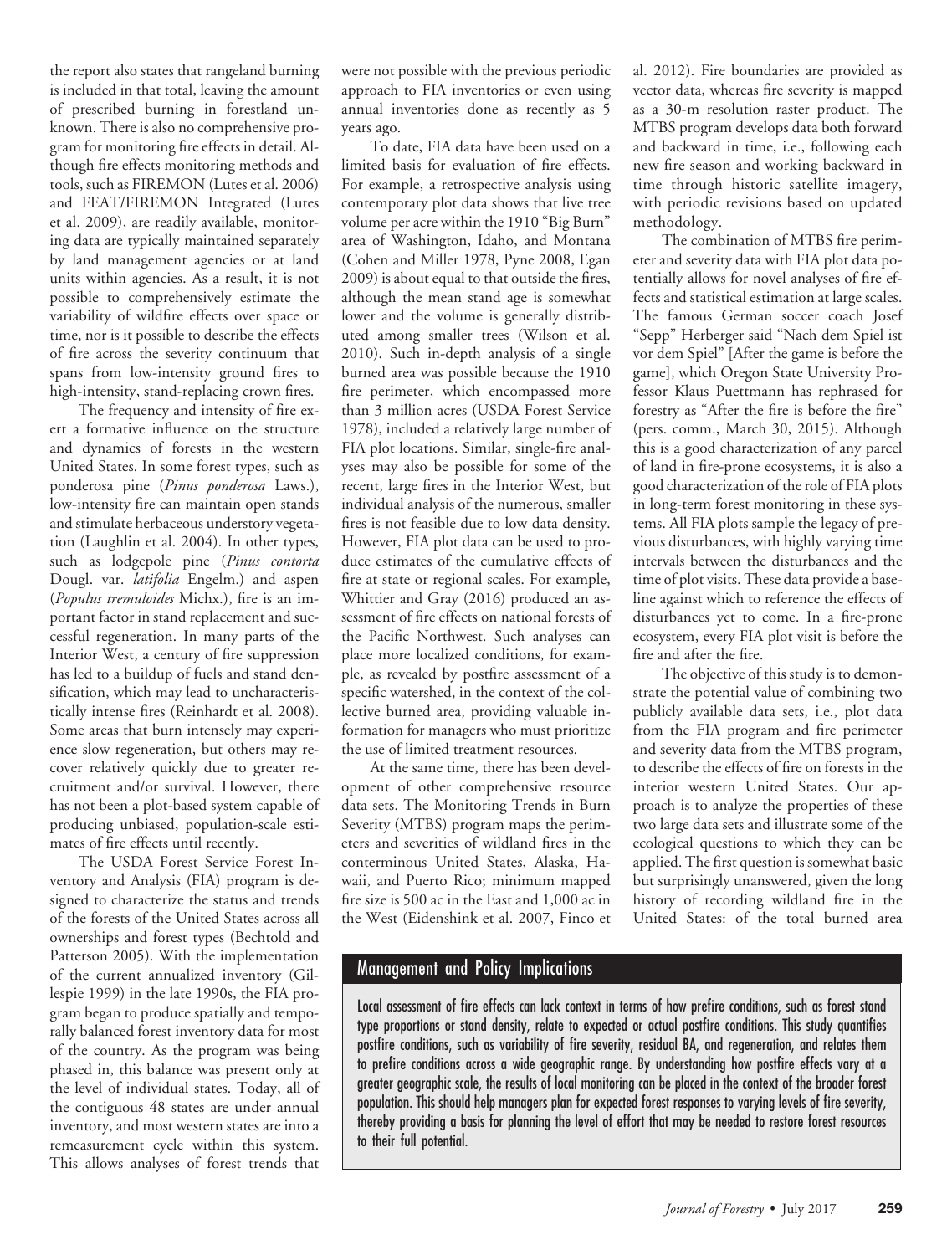the report also states that rangeland burning is included in that total, leaving the amount of prescribed burning in forestland unknown. There is also no comprehensive program for monitoring fire effects in detail. Although fire effects monitoring methods and tools, such as FIREMON (Lutes et al. 2006) and FEAT/FIREMON Integrated (Lutes et al. 2009), are readily available, monitoring data are typically maintained separately by land management agencies or at land units within agencies. As a result, it is not possible to comprehensively estimate the variability of wildfire effects over space or time, nor is it possible to describe the effects of fire across the severity continuum that spans from low-intensity ground fires to high-intensity, stand-replacing crown fires.

The frequency and intensity of fire exert a formative influence on the structure and dynamics of forests in the western United States. In some forest types, such as ponderosa pine (*Pinus ponderosa* Laws.), low-intensity fire can maintain open stands and stimulate herbaceous understory vegetation (Laughlin et al. 2004). In other types, such as lodgepole pine (*Pinus contorta* Dougl. var. *latifolia* Engelm.) and aspen (*Populus tremuloides* Michx.), fire is an important factor in stand replacement and successful regeneration. In many parts of the Interior West, a century of fire suppression has led to a buildup of fuels and stand densification, which may lead to uncharacteristically intense fires (Reinhardt et al. 2008). Some areas that burn intensely may experience slow regeneration, but others may recover relatively quickly due to greater recruitment and/or survival. However, there has not been a plot-based system capable of producing unbiased, population-scale estimates of fire effects until recently.

The USDA Forest Service Forest Inventory and Analysis (FIA) program is designed to characterize the status and trends of the forests of the United States across all ownerships and forest types (Bechtold and Patterson 2005). With the implementation of the current annualized inventory (Gillespie 1999) in the late 1990s, the FIA program began to produce spatially and temporally balanced forest inventory data for most of the country. As the program was being phased in, this balance was present only at the level of individual states. Today, all of the contiguous 48 states are under annual inventory, and most western states are into a remeasurement cycle within this system. This allows analyses of forest trends that were not possible with the previous periodic approach to FIA inventories or even using annual inventories done as recently as 5 years ago.

To date, FIA data have been used on a limited basis for evaluation of fire effects. For example, a retrospective analysis using contemporary plot data shows that live tree volume per acre within the 1910 "Big Burn" area of Washington, Idaho, and Montana (Cohen and Miller 1978, Pyne 2008, Egan 2009) is about equal to that outside the fires, although the mean stand age is somewhat lower and the volume is generally distributed among smaller trees (Wilson et al. 2010). Such in-depth analysis of a single burned area was possible because the 1910 fire perimeter, which encompassed more than 3 million acres (USDA Forest Service 1978), included a relatively large number of FIA plot locations. Similar, single-fire analyses may also be possible for some of the recent, large fires in the Interior West, but individual analysis of the numerous, smaller fires is not feasible due to low data density. However, FIA plot data can be used to produce estimates of the cumulative effects of fire at state or regional scales. For example, Whittier and Gray (2016) produced an assessment of fire effects on national forests of the Pacific Northwest. Such analyses can place more localized conditions, for example, as revealed by postfire assessment of a specific watershed, in the context of the collective burned area, providing valuable information for managers who must prioritize the use of limited treatment resources.

At the same time, there has been development of other comprehensive resource data sets. The Monitoring Trends in Burn Severity (MTBS) program maps the perimeters and severities of wildland fires in the conterminous United States, Alaska, Hawaii, and Puerto Rico; minimum mapped fire size is 500 ac in the East and 1,000 ac in the West (Eidenshink et al. 2007, Finco et al. 2012). Fire boundaries are provided as vector data, whereas fire severity is mapped as a 30-m resolution raster product. The MTBS program develops data both forward and backward in time, i.e., following each new fire season and working backward in time through historic satellite imagery, with periodic revisions based on updated methodology.

The combination of MTBS fire perimeter and severity data with FIA plot data potentially allows for novel analyses of fire effects and statistical estimation at large scales. The famous German soccer coach Josef "Sepp" Herberger said "Nach dem Spiel ist vor dem Spiel" [After the game is before the game], which Oregon State University Professor Klaus Puettmann has rephrased for forestry as "After the fire is before the fire" (pers. comm., March 30, 2015). Although this is a good characterization of any parcel of land in fire-prone ecosystems, it is also a good characterization of the role of FIA plots in long-term forest monitoring in these systems. All FIA plots sample the legacy of previous disturbances, with highly varying time intervals between the disturbances and the time of plot visits. These data provide a baseline against which to reference the effects of disturbances yet to come. In a fire-prone ecosystem, every FIA plot visit is before the fire and after the fire.

The objective of this study is to demonstrate the potential value of combining two publicly available data sets, i.e., plot data from the FIA program and fire perimeter and severity data from the MTBS program, to describe the effects of fire on forests in the interior western United States. Our approach is to analyze the properties of these two large data sets and illustrate some of the ecological questions to which they can be applied. The first question is somewhat basic but surprisingly unanswered, given the long history of recording wildland fire in the United States: of the total burned area

## Management and Policy Implications

Local assessment of fire effects can lack context in terms of how prefire conditions, such as forest stand type proportions or stand density, relate to expected or actual postfire conditions. This study quantifies postfire conditions, such as variability of fire severity, residual BA, and regeneration, and relates them to prefire conditions across a wide geographic range. By understanding how postfire effects vary at a greater geographic scale, the results of local monitoring can be placed in the context of the broader forest population. This should help managers plan for expected forest responses to varying levels of fire severity, thereby providing a basis for planning the level of effort that may be needed to restore forest resources to their full potential.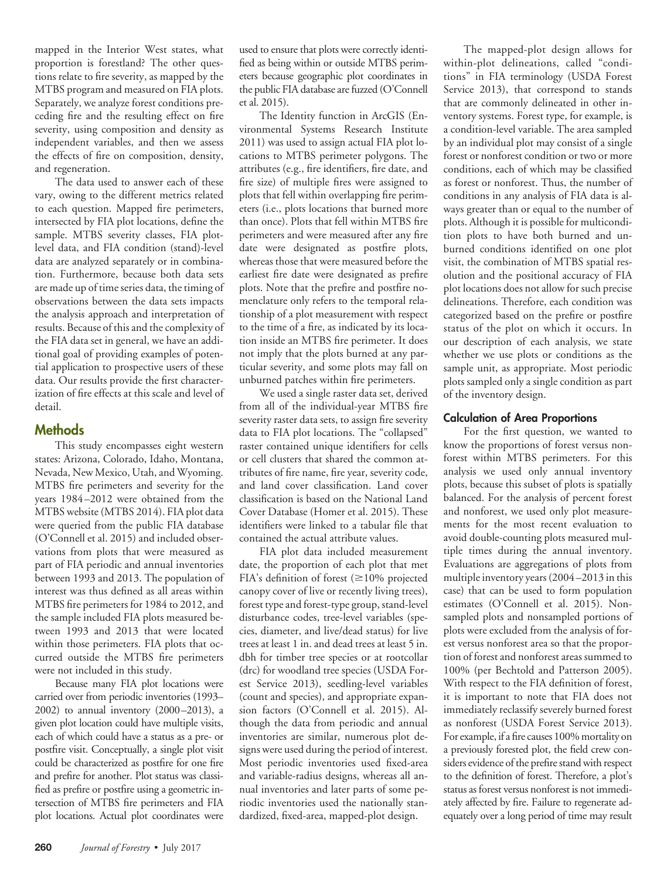mapped in the Interior West states, what proportion is forestland? The other questions relate to fire severity, as mapped by the MTBS program and measured on FIA plots. Separately, we analyze forest conditions preceding fire and the resulting effect on fire severity, using composition and density as independent variables, and then we assess the effects of fire on composition, density, and regeneration.

The data used to answer each of these vary, owing to the different metrics related to each question. Mapped fire perimeters, intersected by FIA plot locations, define the sample. MTBS severity classes, FIA plot-level data, and FIA condition (stand)-level data are analyzed separately or in combination. Furthermore, because both data sets are made up of time series data, the timing of observations between the data sets impacts the analysis approach and interpretation of results. Because of this and the complexity of the FIA data set in general, we have an additional goal of providing examples of potential application to prospective users of these data. Our results provide the first characterization of fire effects at this scale and level of detail.

## Methods

This study encompasses eight western states: Arizona, Colorado, Idaho, Montana, Nevada, New Mexico, Utah, and Wyoming. MTBS fire perimeters and severity for the years 1984–2012 were obtained from the MTBS website (MTBS 2014). FIA plot data were queried from the public FIA database (O'Connell et al. 2015) and included observations from plots that were measured as part of FIA periodic and annual inventories between 1993 and 2013. The population of interest was thus defined as all areas within MTBS fire perimeters for 1984 to 2012, and the sample included FIA plots measured between 1993 and 2013 that were located within those perimeters. FIA plots that occurred outside the MTBS fire perimeters were not included in this study.

Because many FIA plot locations were carried over from periodic inventories (1993–2002) to annual inventory (2000–2013), a given plot location could have multiple visits, each of which could have a status as a pre- or postfire visit. Conceptually, a single plot visit could be characterized as postfire for one fire and prefire for another. Plot status was classified as prefire or postfire using a geometric intersection of MTBS fire perimeters and FIA plot locations. Actual plot coordinates were used to ensure that plots were correctly identified as being within or outside MTBS perimeters because geographic plot coordinates in the public FIA database are fuzzed (O'Connell et al. 2015).

The Identity function in ArcGIS (Environmental Systems Research Institute 2011) was used to assign actual FIA plot locations to MTBS perimeter polygons. The attributes (e.g., fire identifiers, fire date, and fire size) of multiple fires were assigned to plots that fell within overlapping fire perimeters (i.e., plots locations that burned more than once). Plots that fell within MTBS fire perimeters and were measured after any fire date were designated as postfire plots, whereas those that were measured before the earliest fire date were designated as prefire plots. Note that the prefire and postfire nomenclature only refers to the temporal relationship of a plot measurement with respect to the time of a fire, as indicated by its location inside an MTBS fire perimeter. It does not imply that the plots burned at any particular severity, and some plots may fall on unburned patches within fire perimeters.

We used a single raster data set, derived from all of the individual-year MTBS fire severity raster data sets, to assign fire severity data to FIA plot locations. The "collapsed" raster contained unique identifiers for cells or cell clusters that shared the common attributes of fire name, fire year, severity code, and land cover classification. Land cover classification is based on the National Land Cover Database (Homer et al. 2015). These identifiers were linked to a tabular file that contained the actual attribute values.

FIA plot data included measurement date, the proportion of each plot that met FIA's definition of forest (≥10% projected canopy cover of live or recently living trees), forest type and forest-type group, stand-level disturbance codes, tree-level variables (species, diameter, and live/dead status) for live trees at least 1 in. and dead trees at least 5 in. dbh for timber tree species or at rootcollar (drc) for woodland tree species (USDA Forest Service 2013), seedling-level variables (count and species), and appropriate expansion factors (O'Connell et al. 2015). Although the data from periodic and annual inventories are similar, numerous plot designs were used during the period of interest. Most periodic inventories used fixed-area and variable-radius designs, whereas all annual inventories and later parts of some periodic inventories used the nationally standardized, fixed-area, mapped-plot design.

The mapped-plot design allows for within-plot delineations, called "conditions" in FIA terminology (USDA Forest Service 2013), that correspond to stands that are commonly delineated in other inventory systems. Forest type, for example, is a condition-level variable. The area sampled by an individual plot may consist of a single forest or nonforest condition or two or more conditions, each of which may be classified as forest or nonforest. Thus, the number of conditions in any analysis of FIA data is always greater than or equal to the number of plots. Although it is possible for multicondition plots to have both burned and unburned conditions identified on one plot visit, the combination of MTBS spatial resolution and the positional accuracy of FIA plot locations does not allow for such precise delineations. Therefore, each condition was categorized based on the prefire or postfire status of the plot on which it occurs. In our description of each analysis, we state whether we use plots or conditions as the sample unit, as appropriate. Most periodic plots sampled only a single condition as part of the inventory design.

### Calculation of Area Proportions

For the first question, we wanted to know the proportions of forest versus nonforest within MTBS perimeters. For this analysis we used only annual inventory plots, because this subset of plots is spatially balanced. For the analysis of percent forest and nonforest, we used only plot measurements for the most recent evaluation to avoid double-counting plots measured multiple times during the annual inventory. Evaluations are aggregations of plots from multiple inventory years (2004–2013 in this case) that can be used to form population estimates (O'Connell et al. 2015). Nonsampled plots and nonsampled portions of plots were excluded from the analysis of forest versus nonforest area so that the proportion of forest and nonforest areas summed to 100% (per Bechtold and Patterson 2005). With respect to the FIA definition of forest, it is important to note that FIA does not immediately reclassify severely burned forest as nonforest (USDA Forest Service 2013). For example, if a fire causes 100% mortality on a previously forested plot, the field crew considers evidence of the prefire stand with respect to the definition of forest. Therefore, a plot's status as forest versus nonforest is not immediately affected by fire. Failure to regenerate adequately over a long period of time may result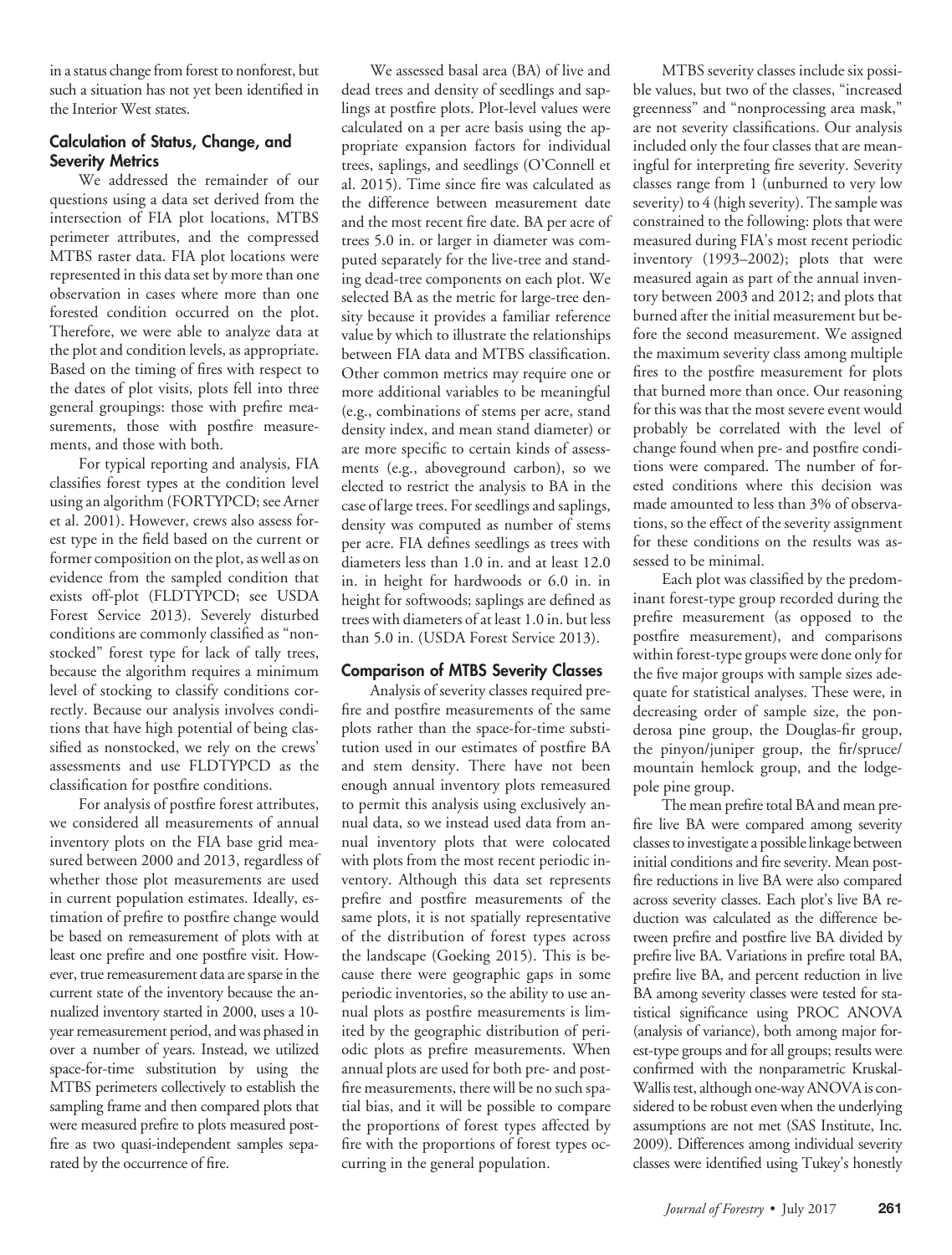in a status change from forest to nonforest, but such a situation has not yet been identified in the Interior West states.

### Calculation of Status, Change, and Severity Metrics

We addressed the remainder of our questions using a data set derived from the intersection of FIA plot locations, MTBS perimeter attributes, and the compressed MTBS raster data. FIA plot locations were represented in this data set by more than one observation in cases where more than one forested condition occurred on the plot. Therefore, we were able to analyze data at the plot and condition levels, as appropriate. Based on the timing of fires with respect to the dates of plot visits, plots fell into three general groupings: those with prefire measurements, those with postfire measurements, and those with both.

For typical reporting and analysis, FIA classifies forest types at the condition level using an algorithm (FORTYPCD; see Arner et al. 2001). However, crews also assess forest type in the field based on the current or former composition on the plot, as well as on evidence from the sampled condition that exists off-plot (FLDTYPCD; see USDA Forest Service 2013). Severely disturbed conditions are commonly classified as "nonstocked" forest type for lack of tally trees, because the algorithm requires a minimum level of stocking to classify conditions correctly. Because our analysis involves conditions that have high potential of being classified as nonstocked, we rely on the crews' assessments and use FLDTYPCD as the classification for postfire conditions.

For analysis of postfire forest attributes, we considered all measurements of annual inventory plots on the FIA base grid measured between 2000 and 2013, regardless of whether those plot measurements are used in current population estimates. Ideally, estimation of prefire to postfire change would be based on remeasurement of plots with at least one prefire and one postfire visit. However, true remeasurement data are sparse in the current state of the inventory because the annualized inventory started in 2000, uses a 10-year remeasurement period, and was phased in over a number of years. Instead, we utilized space-for-time substitution by using the MTBS perimeters collectively to establish the sampling frame and then compared plots that were measured prefire to plots measured postfire as two quasi-independent samples separated by the occurrence of fire.

We assessed basal area (BA) of live and dead trees and density of seedlings and saplings at postfire plots. Plot-level values were calculated on a per acre basis using the appropriate expansion factors for individual trees, saplings, and seedlings (O'Connell et al. 2015). Time since fire was calculated as the difference between measurement date and the most recent fire date. BA per acre of trees 5.0 in. or larger in diameter was computed separately for the live-tree and standing dead-tree components on each plot. We selected BA as the metric for large-tree density because it provides a familiar reference value by which to illustrate the relationships between FIA data and MTBS classification. Other common metrics may require one or more additional variables to be meaningful (e.g., combinations of stems per acre, stand density index, and mean stand diameter) or are more specific to certain kinds of assessments (e.g., aboveground carbon), so we elected to restrict the analysis to BA in the case of large trees. For seedlings and saplings, density was computed as number of stems per acre. FIA defines seedlings as trees with diameters less than 1.0 in. and at least 12.0 in. in height for hardwoods or 6.0 in. in height for softwoods; saplings are defined as trees with diameters of at least 1.0 in. but less than 5.0 in. (USDA Forest Service 2013).

### Comparison of MTBS Severity Classes

Analysis of severity classes required prefire and postfire measurements of the same plots rather than the space-for-time substitution used in our estimates of postfire BA and stem density. There have not been enough annual inventory plots remeasured to permit this analysis using exclusively annual data, so we instead used data from annual inventory plots that were colocated with plots from the most recent periodic inventory. Although this data set represents prefire and postfire measurements of the same plots, it is not spatially representative of the distribution of forest types across the landscape (Goeking 2015). This is because there were geographic gaps in some periodic inventories, so the ability to use annual plots as postfire measurements is limited by the geographic distribution of periodic plots as prefire measurements. When annual plots are used for both pre- and postfire measurements, there will be no such spatial bias, and it will be possible to compare the proportions of forest types affected by fire with the proportions of forest types occurring in the general population.

MTBS severity classes include six possible values, but two of the classes, "increased greenness" and "nonprocessing area mask," are not severity classifications. Our analysis included only the four classes that are meaningful for interpreting fire severity. Severity classes range from 1 (unburned to very low severity) to 4 (high severity). The sample was constrained to the following: plots that were measured during FIA's most recent periodic inventory (1993–2002); plots that were measured again as part of the annual inventory between 2003 and 2012; and plots that burned after the initial measurement but before the second measurement. We assigned the maximum severity class among multiple fires to the postfire measurement for plots that burned more than once. Our reasoning for this was that the most severe event would probably be correlated with the level of change found when pre- and postfire conditions were compared. The number of forested conditions where this decision was made amounted to less than 3% of observations, so the effect of the severity assignment for these conditions on the results was assessed to be minimal.

Each plot was classified by the predominant forest-type group recorded during the prefire measurement (as opposed to the postfire measurement), and comparisons within forest-type groups were done only for the five major groups with sample sizes adequate for statistical analyses. These were, in decreasing order of sample size, the ponderosa pine group, the Douglas-fir group, the pinyon/juniper group, the fir/spruce/mountain hemlock group, and the lodgepole pine group.

The mean prefire total BA and mean prefire live BA were compared among severity classes to investigate a possible linkage between initial conditions and fire severity. Mean postfire reductions in live BA were also compared across severity classes. Each plot's live BA reduction was calculated as the difference between prefire and postfire live BA divided by prefire live BA. Variations in prefire total BA, prefire live BA, and percent reduction in live BA among severity classes were tested for statistical significance using PROC ANOVA (analysis of variance), both among major forest-type groups and for all groups; results were confirmed with the nonparametric Kruskal-Wallis test, although one-way ANOVA is considered to be robust even when the underlying assumptions are not met (SAS Institute, Inc. 2009). Differences among individual severity classes were identified using Tukey's honestly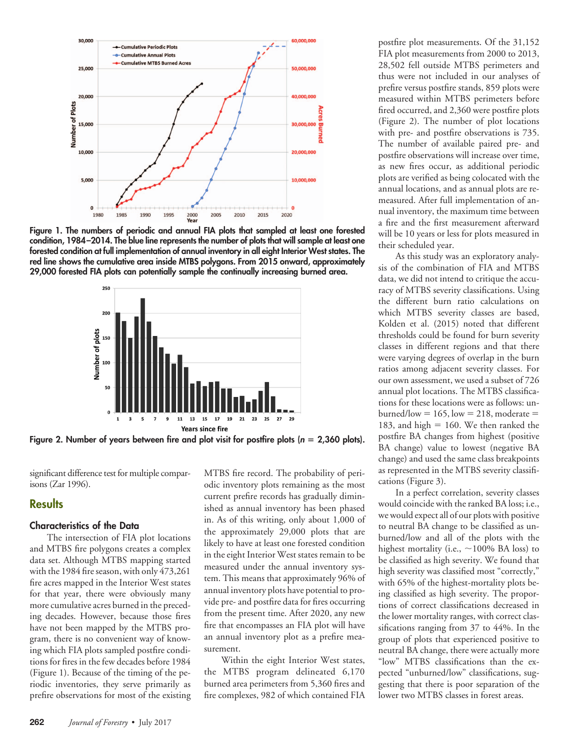Figure 1. The numbers of periodic and annual FIA plots that sampled at least one forested condition, 1984–2014. The blue line represents the number of plots that will sample at least one forested condition at full implementation of annual inventory in all eight Interior West states. The red line shows the cumulative area inside MTBS polygons. From 2015 onward, approximately 29,000 forested FIA plots can potentially sample the continually increasing burned area.

Figure 2. Number of years between fire and plot visit for postfire plots ($n$ = 2,360 plots).

significant difference test for multiple comparisons (Zar 1996).

## Results

### Characteristics of the Data

The intersection of FIA plot locations and MTBS fire polygons creates a complex data set. Although MTBS mapping started with the 1984 fire season, with only 473,261 fire acres mapped in the Interior West states for that year, there were obviously many more cumulative acres burned in the preceding decades. However, because those fires have not been mapped by the MTBS program, there is no convenient way of knowing which FIA plots sampled postfire conditions for fires in the few decades before 1984 (Figure 1). Because of the timing of the periodic inventories, they serve primarily as prefire observations for most of the existing MTBS fire record. The probability of periodic inventory plots remaining as the most current prefire records has gradually diminished as annual inventory has been phased in. As of this writing, only about 1,000 of the approximately 29,000 plots that are likely to have at least one forested condition in the eight Interior West states remain to be measured under the annual inventory system. This means that approximately 96% of annual inventory plots have potential to provide pre- and postfire data for fires occurring from the present time. After 2020, any new fire that encompasses an FIA plot will have an annual inventory plot as a prefire measurement.

Within the eight Interior West states, the MTBS program delineated 6,170 burned area perimeters from 5,360 fires and fire complexes, 982 of which contained FIA postfire plot measurements. Of the 31,152 FIA plot measurements from 2000 to 2013, 28,502 fell outside MTBS perimeters and thus were not included in our analyses of prefire versus postfire stands, 859 plots were measured within MTBS perimeters before fired occurred, and 2,360 were postfire plots (Figure 2). The number of plot locations with pre- and postfire observations is 735. The number of available paired pre- and postfire observations will increase over time, as new fires occur, as additional periodic plots are verified as being colocated with the annual locations, and as annual plots are remeasured. After full implementation of annual inventory, the maximum time between a fire and the first measurement afterward will be 10 years or less for plots measured in their scheduled year.

As this study was an exploratory analysis of the combination of FIA and MTBS data, we did not intend to critique the accuracy of MTBS severity classifications. Using the different burn ratio calculations on which MTBS severity classes are based, Kolden et al. (2015) noted that different thresholds could be found for burn severity classes in different regions and that there were varying degrees of overlap in the burn ratios among adjacent severity classes. For our own assessment, we used a subset of 726 annual plot locations. The MTBS classifications for these locations were as follows: unburned/low = 165, low = 218, moderate = 183, and high = 160. We then ranked the postfire BA changes from highest (positive BA change) value to lowest (negative BA change) and used the same class breakpoints as represented in the MTBS severity classifications (Figure 3).

In a perfect correlation, severity classes would coincide with the ranked BA loss; i.e., we would expect all of our plots with positive to neutral BA change to be classified as unburned/low and all of the plots with the highest mortality (i.e., ~100% BA loss) to be classified as high severity. We found that high severity was classified most "correctly," with 65% of the highest-mortality plots being classified as high severity. The proportions of correct classifications decreased in the lower mortality ranges, with correct classifications ranging from 37 to 44%. In the group of plots that experienced positive to neutral BA change, there were actually more "low" MTBS classifications than the expected "unburned/low" classifications, suggesting that there is poor separation of the lower two MTBS classes in forest areas.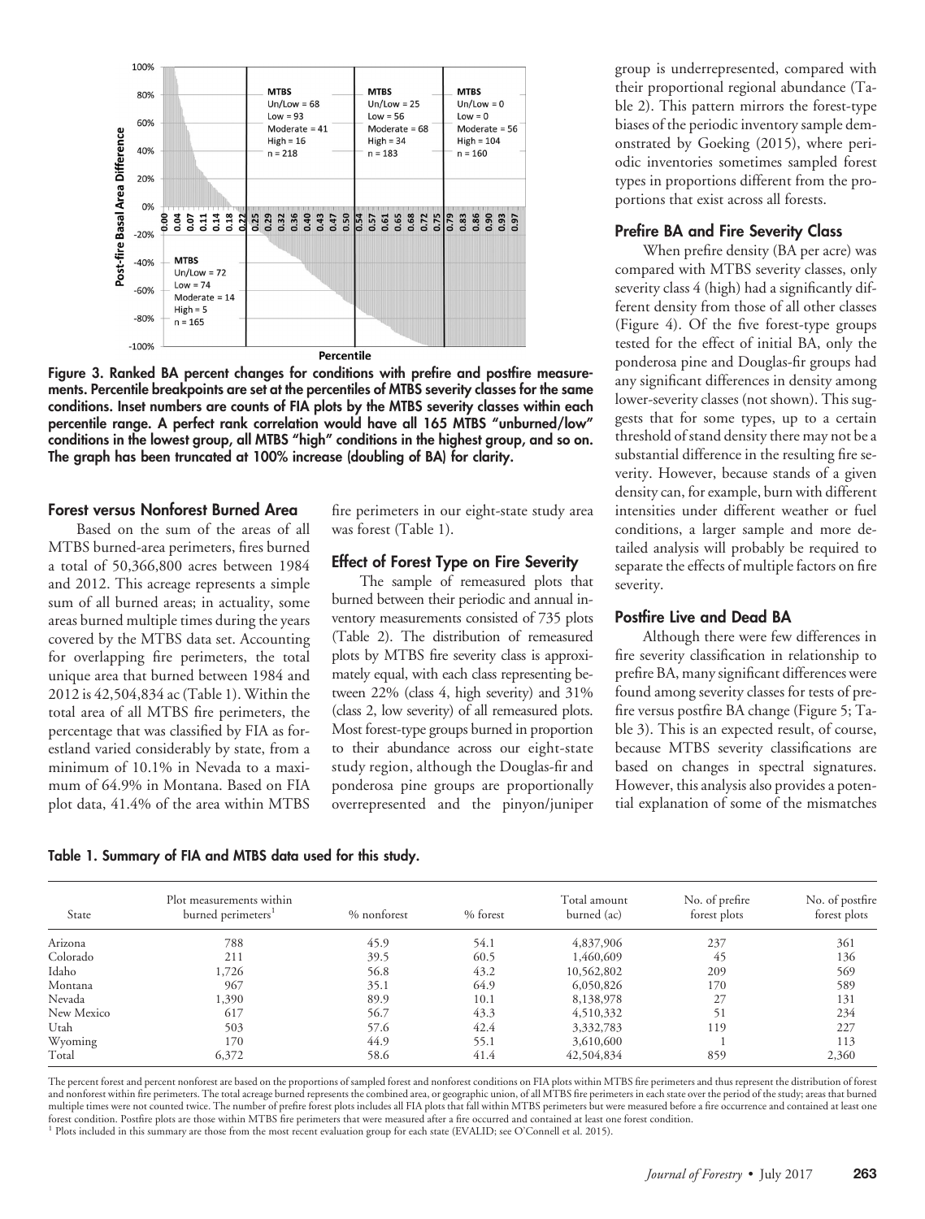Figure 3. Ranked BA percent changes for conditions with prefire and postfire measurements. Percentile breakpoints are set at the percentiles of MTBS severity classes for the same conditions. Inset numbers are counts of FIA plots by the MTBS severity classes within each percentile range. A perfect rank correlation would have all 165 MTBS "unburned/low" conditions in the lowest group, all MTBS "high" conditions in the highest group, and so on. The graph has been truncated at 100% increase (doubling of BA) for clarity.

### Forest versus Nonforest Burned Area

Based on the sum of the areas of all MTBS burned-area perimeters, fires burned a total of 50,366,800 acres between 1984 and 2012. This acreage represents a simple sum of all burned areas; in actuality, some areas burned multiple times during the years covered by the MTBS data set. Accounting for overlapping fire perimeters, the total unique area that burned between 1984 and 2012 is 42,504,834 ac (Table 1). Within the total area of all MTBS fire perimeters, the percentage that was classified by FIA as forestland varied considerably by state, from a minimum of 10.1% in Nevada to a maximum of 64.9% in Montana. Based on FIA plot data, 41.4% of the area within MTBS fire perimeters in our eight-state study area was forest (Table 1).

### Effect of Forest Type on Fire Severity

The sample of remeasured plots that burned between their periodic and annual inventory measurements consisted of 735 plots (Table 2). The distribution of remeasured plots by MTBS fire severity class is approximately equal, with each class representing between 22% (class 4, high severity) and 31% (class 2, low severity) of all remeasured plots. Most forest-type groups burned in proportion to their abundance across our eight-state study region, although the Douglas-fir and ponderosa pine groups are proportionally overrepresented and the pinyon/juniper group is underrepresented, compared with their proportional regional abundance (Table 2). This pattern mirrors the forest-type biases of the periodic inventory sample demonstrated by Goeking (2015), where periodic inventories sometimes sampled forest types in proportions different from the proportions that exist across all forests.

### Prefire BA and Fire Severity Class

When prefire density (BA per acre) was compared with MTBS severity classes, only severity class 4 (high) had a significantly different density from those of all other classes (Figure 4). Of the five forest-type groups tested for the effect of initial BA, only the ponderosa pine and Douglas-fir groups had any significant differences in density among lower-severity classes (not shown). This suggests that for some types, up to a certain threshold of stand density there may not be a substantial difference in the resulting fire severity. However, because stands of a given density can, for example, burn with different intensities under different weather or fuel conditions, a larger sample and more detailed analysis will probably be required to separate the effects of multiple factors on fire severity.

### Postfire Live and Dead BA

Although there were few differences in fire severity classification in relationship to prefire BA, many significant differences were found among severity classes for tests of prefire versus postfire BA change (Figure 5; Table 3). This is an expected result, of course, because MTBS severity classifications are based on changes in spectral signatures. However, this analysis also provides a potential explanation of some of the mismatches

**Table 1. Summary of FIA and MTBS data used for this study.**

| State | Plot measurements within burned perimeters[1] | % nonforest | % forest | Total amount burned (ac) | No. of prefire forest plots | No. of postfire forest plots |
|---|---|---|---|---|---|---|
| Arizona | 788 | 45.9 | 54.1 | 4,837,906 | 237 | 361 |
| Colorado | 211 | 39.5 | 60.5 | 1,460,609 | 45 | 136 |
| Idaho | 1,726 | 56.8 | 43.2 | 10,562,802 | 209 | 569 |
| Montana | 967 | 35.1 | 64.9 | 6,050,826 | 170 | 589 |
| Nevada | 1,390 | 89.9 | 10.1 | 8,138,978 | 27 | 131 |
| New Mexico | 617 | 56.7 | 43.3 | 4,510,332 | 51 | 234 |
| Utah | 503 | 57.6 | 42.4 | 3,332,783 | 119 | 227 |
| Wyoming | 170 | 44.9 | 55.1 | 3,610,600 | 1 | 113 |
| Total | 6,372 | 58.6 | 41.4 | 42,504,834 | 859 | 2,360 |

The percent forest and percent nonforest are based on the proportions of sampled forest and nonforest conditions on FIA plots within MTBS fire perimeters and thus represent the distribution of forest and nonforest within fire perimeters. The total acreage burned represents the combined area, or geographic union, of all MTBS fire perimeters in each state over the period of the study; areas that burned multiple times were not counted twice. The number of prefire forest plots includes all FIA plots that fall within MTBS perimeters but were measured before a fire occurrence and contained at least one forest condition. Postfire plots are those within MTBS fire perimeters that were measured after a fire occurred and contained at least one forest condition.

[1] Plots included in this summary are those from the most recent evaluation group for each state (EVALID; see O'Connell et al. 2015).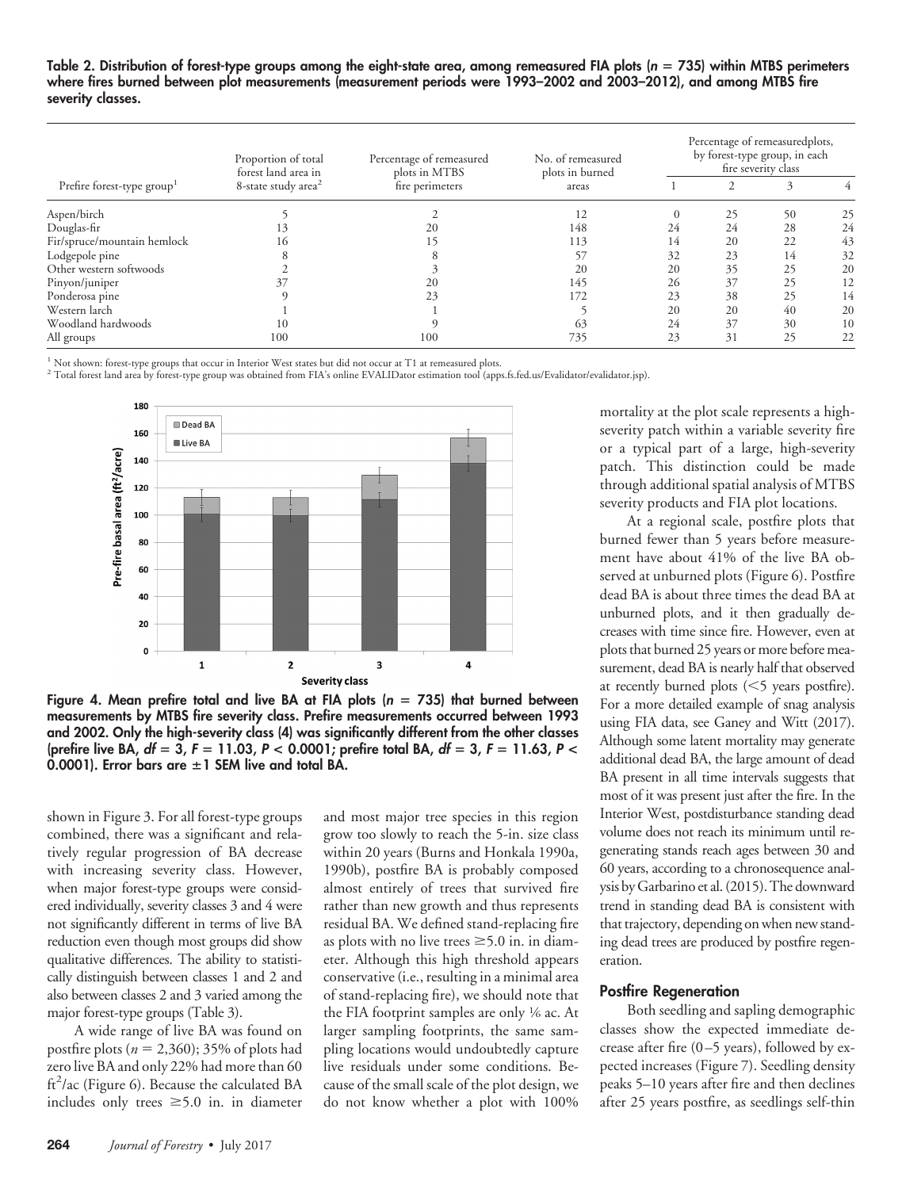**Table 2. Distribution of forest-type groups among the eight-state area, among remeasured FIA plots ($n = 735$) within MTBS perimeters where fires burned between plot measurements (measurement periods were 1993–2002 and 2003–2012), and among MTBS fire severity classes.**

| Prefire forest-type group[1] | Proportion of total forest land area in 8-state study area[2] | Percentage of remeasured plots in MTBS fire perimeters | No. of remeasured plots in burned areas | Percentage of remeasuredplots, by forest-type group, in each fire severity class | | | |
|---|---|---|---|---|---|---|---|
| | | | | 1 | 2 | 3 | 4 |
| Aspen/birch | 5 | 2 | 12 | 0 | 25 | 50 | 25 |
| Douglas-fir | 13 | 20 | 148 | 24 | 24 | 28 | 24 |
| Fir/spruce/mountain hemlock | 16 | 15 | 113 | 14 | 20 | 22 | 43 |
| Lodgepole pine | 8 | 8 | 57 | 32 | 23 | 14 | 32 |
| Other western softwoods | 2 | 3 | 20 | 20 | 35 | 25 | 20 |
| Pinyon/juniper | 37 | 20 | 145 | 26 | 37 | 25 | 12 |
| Ponderosa pine | 9 | 23 | 172 | 23 | 38 | 25 | 14 |
| Western larch | 1 | 1 | 5 | 20 | 20 | 40 | 20 |
| Woodland hardwoods | 10 | 9 | 63 | 24 | 37 | 30 | 10 |
| All groups | 100 | 100 | 735 | 23 | 31 | 25 | 22 |

[1] Not shown: forest-type groups that occur in Interior West states but did not occur at T1 at remeasured plots.
[2] Total forest land area by forest-type group was obtained from FIA's online EVALIDator estimation tool (apps.fs.fed.us/Evalidator/evalidator.jsp).

**Figure 4. Mean prefire total and live BA at FIA plots ($n = 735$) that burned between measurements by MTBS fire severity class. Prefire measurements occurred between 1993 and 2002. Only the high-severity class (4) was significantly different from the other classes (prefire live BA, $df = 3$, $F = 11.03$, $P < 0.0001$; prefire total BA, $df = 3$, $F = 11.63$, $P < 0.0001$). Error bars are ±1 SEM live and total BA.**

shown in Figure 3. For all forest-type groups combined, there was a significant and relatively regular progression of BA decrease with increasing severity class. However, when major forest-type groups were considered individually, severity classes 3 and 4 were not significantly different in terms of live BA reduction even though most groups did show qualitative differences. The ability to statistically distinguish between classes 1 and 2 and also between classes 2 and 3 varied among the major forest-type groups (Table 3).

A wide range of live BA was found on postfire plots ($n = 2,360$); 35% of plots had zero live BA and only 22% had more than 60 $ft^2$/ac (Figure 6). Because the calculated BA includes only trees ≥5.0 in. in diameter and most major tree species in this region grow too slowly to reach the 5-in. size class within 20 years (Burns and Honkala 1990a, 1990b), postfire BA is probably composed almost entirely of trees that survived fire rather than new growth and thus represents residual BA. We defined stand-replacing fire as plots with no live trees ≥5.0 in. in diameter. Although this high threshold appears conservative (i.e., resulting in a minimal area of stand-replacing fire), we should note that the FIA footprint samples are only ⅙ ac. At larger sampling footprints, the same sampling locations would undoubtedly capture live residuals under some conditions. Because of the small scale of the plot design, we do not know whether a plot with 100% mortality at the plot scale represents a high-severity patch within a variable severity fire or a typical part of a large, high-severity patch. This distinction could be made through additional spatial analysis of MTBS severity products and FIA plot locations.

At a regional scale, postfire plots that burned fewer than 5 years before measurement have about 41% of the live BA observed at unburned plots (Figure 6). Postfire dead BA is about three times the dead BA at unburned plots, and it then gradually decreases with time since fire. However, even at plots that burned 25 years or more before measurement, dead BA is nearly half that observed at recently burned plots (<5 years postfire). For a more detailed example of snag analysis using FIA data, see Ganey and Witt (2017). Although some latent mortality may generate additional dead BA, the large amount of dead BA present in all time intervals suggests that most of it was present just after the fire. In the Interior West, postdisturbance standing dead volume does not reach its minimum until regenerating stands reach ages between 30 and 60 years, according to a chronosequence analysis by Garbarino et al. (2015). The downward trend in standing dead BA is consistent with that trajectory, depending on when new standing dead trees are produced by postfire regeneration.

### Postfire Regeneration

Both seedling and sapling demographic classes show the expected immediate decrease after fire (0–5 years), followed by expected increases (Figure 7). Seedling density peaks 5–10 years after fire and then declines after 25 years postfire, as seedlings self-thin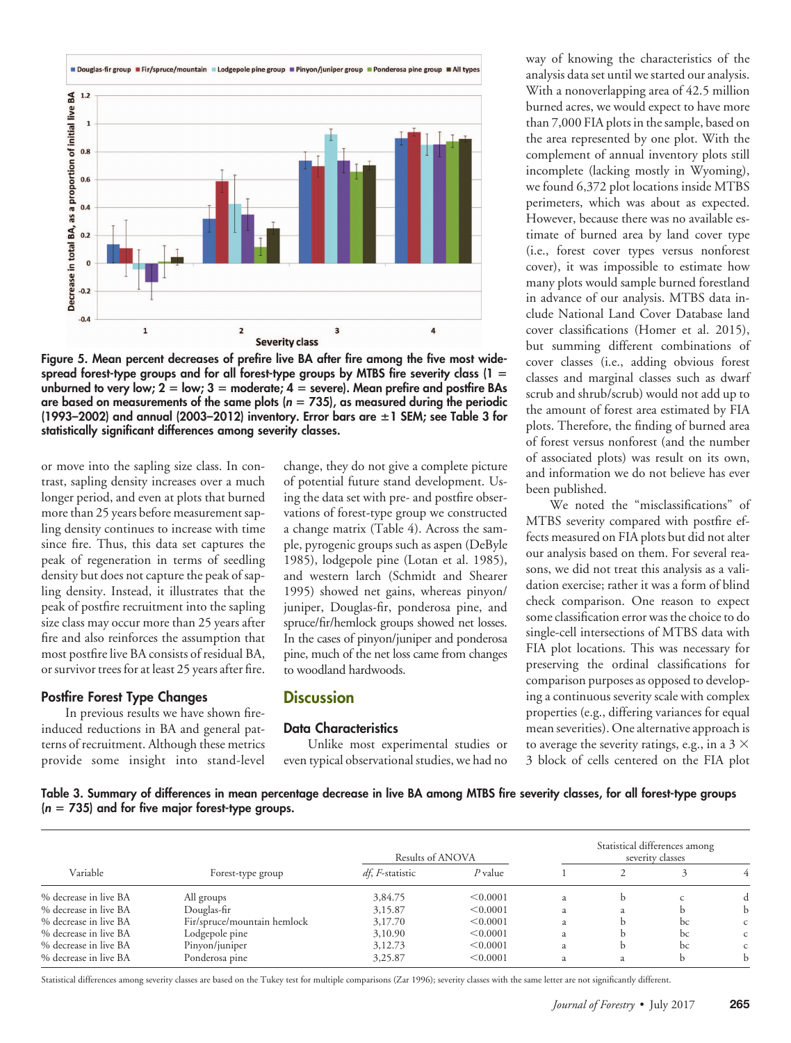Figure 5. Mean percent decreases of prefire live BA after fire among the five most widespread forest-type groups and for all forest-type groups by MTBS fire severity class (1 = unburned to very low; 2 = low; 3 = moderate; 4 = severe). Mean prefire and postfire BAs are based on measurements of the same plots ($n$ = 735), as measured during the periodic (1993–2002) and annual (2003–2012) inventory. Error bars are ±1 SEM; see Table 3 for statistically significant differences among severity classes.

or move into the sapling size class. In contrast, sapling density increases over a much longer period, and even at plots that burned more than 25 years before measurement sapling density continues to increase with time since fire. Thus, this data set captures the peak of regeneration in terms of seedling density but does not capture the peak of sapling density. Instead, it illustrates that the peak of postfire recruitment into the sapling size class may occur more than 25 years after fire and also reinforces the assumption that most postfire live BA consists of residual BA, or survivor trees for at least 25 years after fire.

### Postfire Forest Type Changes

In previous results we have shown fire-induced reductions in BA and general patterns of recruitment. Although these metrics provide some insight into stand-level change, they do not give a complete picture of potential future stand development. Using the data set with pre- and postfire observations of forest-type group we constructed a change matrix (Table 4). Across the sample, pyrogenic groups such as aspen (DeByle 1985), lodgepole pine (Lotan et al. 1985), and western larch (Schmidt and Shearer 1995) showed net gains, whereas pinyon/juniper, Douglas-fir, ponderosa pine, and spruce/fir/hemlock groups showed net losses. In the cases of pinyon/juniper and ponderosa pine, much of the net loss came from changes to woodland hardwoods.

## Discussion

### Data Characteristics

Unlike most experimental studies or even typical observational studies, we had no way of knowing the characteristics of the analysis data set until we started our analysis. With a nonoverlapping area of 42.5 million burned acres, we would expect to have more than 7,000 FIA plots in the sample, based on the area represented by one plot. With the complement of annual inventory plots still incomplete (lacking mostly in Wyoming), we found 6,372 plot locations inside MTBS perimeters, which was about as expected. However, because there was no available estimate of burned area by land cover type (i.e., forest cover types versus nonforest cover), it was impossible to estimate how many plots would sample burned forestland in advance of our analysis. MTBS data include National Land Cover Database land cover classifications (Homer et al. 2015), but summing different combinations of cover classes (i.e., adding obvious forest classes and marginal classes such as dwarf scrub and shrub/scrub) would not add up to the amount of forest area estimated by FIA plots. Therefore, the finding of burned area of forest versus nonforest (and the number of associated plots) was result on its own, and information we do not believe has ever been published.

We noted the "misclassifications" of MTBS severity compared with postfire effects measured on FIA plots but did not alter our analysis based on them. For several reasons, we did not treat this analysis as a validation exercise; rather it was a form of blind check comparison. One reason to expect some classification error was the choice to do single-cell intersections of MTBS data with FIA plot locations. This was necessary for preserving the ordinal classifications for comparison purposes as opposed to developing a continuous severity scale with complex properties (e.g., differing variances for equal mean severities). One alternative approach is to average the severity ratings, e.g., in a 3 × 3 block of cells centered on the FIA plot

Table 3. Summary of differences in mean percentage decrease in live BA among MTBS fire severity classes, for all forest-type groups ($n$ = 735) and for five major forest-type groups.

| Variable | Forest-type group | Results of ANOVA | | Statistical differences among severity classes | | | |
|---|---|---|---|---|---|---|---|
| | | *df*, *F*-statistic | *P* value | 1 | 2 | 3 | 4 |
| % decrease in live BA | All groups | 3,84.75 | <0.0001 | a | b | c | d |
| % decrease in live BA | Douglas-fir | 3,15.87 | <0.0001 | a | a | b | b |
| % decrease in live BA | Fir/spruce/mountain hemlock | 3,17.70 | <0.0001 | a | b | bc | c |
| % decrease in live BA | Lodgepole pine | 3,10.90 | <0.0001 | a | b | bc | c |
| % decrease in live BA | Pinyon/juniper | 3,12.73 | <0.0001 | a | b | bc | c |
| % decrease in live BA | Ponderosa pine | 3,25.87 | <0.0001 | a | a | b | b |

Statistical differences among severity classes are based on the Tukey test for multiple comparisons (Zar 1996); severity classes with the same letter are not significantly different.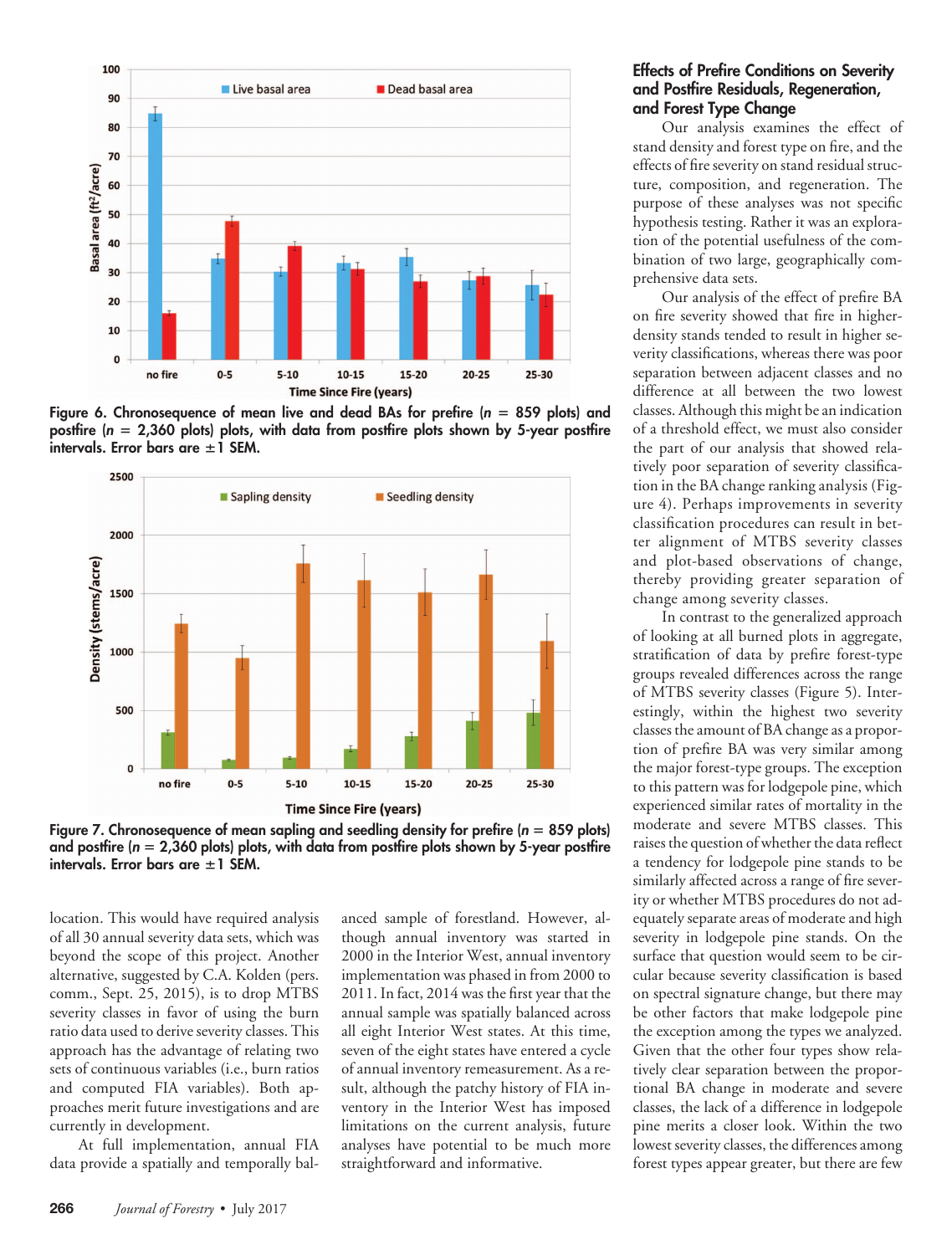100
90
80
70
60
50
40
30
20
10
0

Basal area (ft²/acre)

Live basal area
Dead basal area

no fire
0-5
5-10
10-15
15-20
20-25
25-30

Time Since Fire (years)

**Figure 6. Chronosequence of mean live and dead BAs for prefire ($n$ = 859 plots) and postfire ($n$ = 2,360 plots) plots, with data from postfire plots shown by 5-year postfire intervals. Error bars are ±1 SEM.**

2500
2000
1500
1000
500
0

Density (stems/acre)

Sapling density
Seedling density

no fire
0-5
5-10
10-15
15-20
20-25
25-30

Time Since Fire (years)

**Figure 7. Chronosequence of mean sapling and seedling density for prefire ($n$ = 859 plots) and postfire ($n$ = 2,360 plots) plots, with data from postfire plots shown by 5-year postfire intervals. Error bars are ±1 SEM.**

location. This would have required analysis of all 30 annual severity data sets, which was beyond the scope of this project. Another alternative, suggested by C.A. Kolden (pers. comm., Sept. 25, 2015), is to drop MTBS severity classes in favor of using the burn ratio data used to derive severity classes. This approach has the advantage of relating two sets of continuous variables (i.e., burn ratios and computed FIA variables). Both approaches merit future investigations and are currently in development.

At full implementation, annual FIA data provide a spatially and temporally balanced sample of forestland. However, although annual inventory was started in 2000 in the Interior West, annual inventory implementation was phased in from 2000 to 2011. In fact, 2014 was the first year that the annual sample was spatially balanced across all eight Interior West states. At this time, seven of the eight states have entered a cycle of annual inventory remeasurement. As a result, although the patchy history of FIA inventory in the Interior West has imposed limitations on the current analysis, future analyses have potential to be much more straightforward and informative.

### Effects of Prefire Conditions on Severity and Postfire Residuals, Regeneration, and Forest Type Change

Our analysis examines the effect of stand density and forest type on fire, and the effects of fire severity on stand residual structure, composition, and regeneration. The purpose of these analyses was not specific hypothesis testing. Rather it was an exploration of the potential usefulness of the combination of two large, geographically comprehensive data sets.

Our analysis of the effect of prefire BA on fire severity showed that fire in higher-density stands tended to result in higher severity classifications, whereas there was poor separation between adjacent classes and no difference at all between the two lowest classes. Although this might be an indication of a threshold effect, we must also consider the part of our analysis that showed relatively poor separation of severity classification in the BA change ranking analysis (Figure 4). Perhaps improvements in severity classification procedures can result in better alignment of MTBS severity classes and plot-based observations of change, thereby providing greater separation of change among severity classes.

In contrast to the generalized approach of looking at all burned plots in aggregate, stratification of data by prefire forest-type groups revealed differences across the range of MTBS severity classes (Figure 5). Interestingly, within the highest two severity classes the amount of BA change as a proportion of prefire BA was very similar among the major forest-type groups. The exception to this pattern was for lodgepole pine, which experienced similar rates of mortality in the moderate and severe MTBS classes. This raises the question of whether the data reflect a tendency for lodgepole pine stands to be similarly affected across a range of fire severity or whether MTBS procedures do not adequately separate areas of moderate and high severity in lodgepole pine stands. On the surface that question would seem to be circular because severity classification is based on spectral signature change, but there may be other factors that make lodgepole pine the exception among the types we analyzed. Given that the other four types show relatively clear separation between the proportional BA change in moderate and severe classes, the lack of a difference in lodgepole pine merits a closer look. Within the two lowest severity classes, the differences among forest types appear greater, but there are few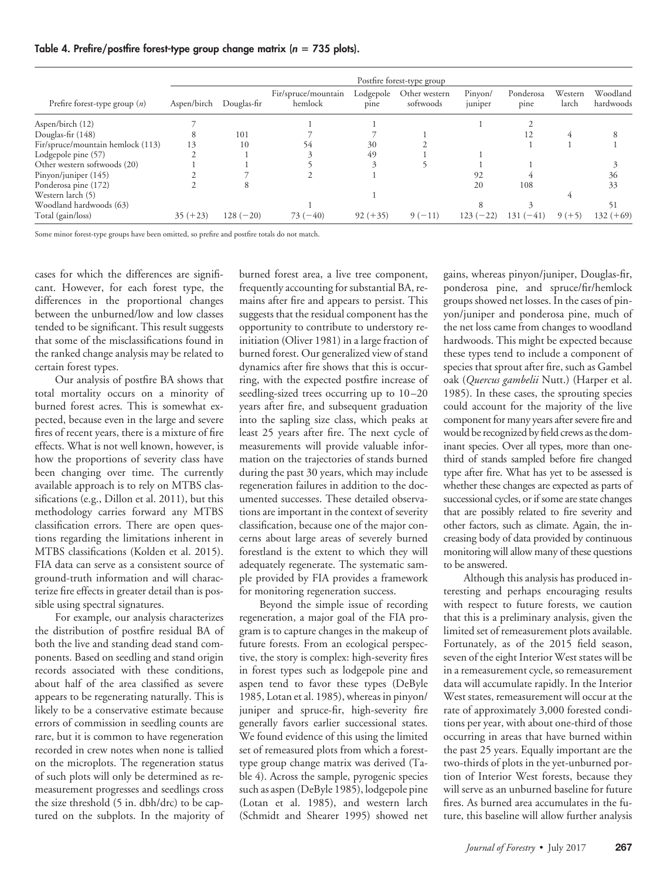**Table 4. Prefire/postfire forest-type group change matrix (n = 735 plots).**

| Prefire forest-type group (n) | Postfire forest-type group | | | | | | | | |
|---|---|---|---|---|---|---|---|---|---|
| | Aspen/birch | Douglas-fir | Fir/spruce/mountain hemlock | Lodgepole pine | Other western softwoods | Pinyon/juniper | Ponderosa pine | Western larch | Woodland hardwoods |
| Aspen/birch (12) | 7 | | 1 | 1 | | 1 | 2 | | |
| Douglas-fir (148) | 8 | 101 | 7 | 7 | 1 | | 12 | 4 | 8 |
| Fir/spruce/mountain hemlock (113) | 13 | 10 | 54 | 30 | 2 | | 1 | 1 | 1 |
| Lodgepole pine (57) | 2 | 1 | 3 | 49 | 1 | 1 | | | |
| Other western softwoods (20) | 1 | 1 | 5 | 3 | 5 | 1 | 1 | | 3 |
| Pinyon/juniper (145) | 2 | 7 | 2 | 1 | | 92 | 4 | | 36 |
| Ponderosa pine (172) | 2 | 8 | | | | 20 | 108 | | 33 |
| Western larch (5) | | | | 1 | | | | 4 | |
| Woodland hardwoods (63) | | | 1 | | | 8 | 3 | | 51 |
| Total (gain/loss) | 35 (+23) | 128 (−20) | 73 (−40) | 92 (+35) | 9 (−11) | 123 (−22) | 131 (−41) | 9 (+5) | 132 (+69) |

Some minor forest-type groups have been omitted, so prefire and postfire totals do not match.

cases for which the differences are significant. However, for each forest type, the differences in the proportional changes between the unburned/low and low classes tended to be significant. This result suggests that some of the misclassifications found in the ranked change analysis may be related to certain forest types.

Our analysis of postfire BA shows that total mortality occurs on a minority of burned forest acres. This is somewhat expected, because even in the large and severe fires of recent years, there is a mixture of fire effects. What is not well known, however, is how the proportions of severity class have been changing over time. The currently available approach is to rely on MTBS classifications (e.g., Dillon et al. 2011), but this methodology carries forward any MTBS classification errors. There are open questions regarding the limitations inherent in MTBS classifications (Kolden et al. 2015). FIA data can serve as a consistent source of ground-truth information and will characterize fire effects in greater detail than is possible using spectral signatures.

For example, our analysis characterizes the distribution of postfire residual BA of both the live and standing dead stand components. Based on seedling and stand origin records associated with these conditions, about half of the area classified as severe appears to be regenerating naturally. This is likely to be a conservative estimate because errors of commission in seedling counts are rare, but it is common to have regeneration recorded in crew notes when none is tallied on the microplots. The regeneration status of such plots will only be determined as remeasurement progresses and seedlings cross the size threshold (5 in. dbh/drc) to be captured on the subplots. In the majority of burned forest area, a live tree component, frequently accounting for substantial BA, remains after fire and appears to persist. This suggests that the residual component has the opportunity to contribute to understory reinitiation (Oliver 1981) in a large fraction of burned forest. Our generalized view of stand dynamics after fire shows that this is occurring, with the expected postfire increase of seedling-sized trees occurring up to 10–20 years after fire, and subsequent graduation into the sapling size class, which peaks at least 25 years after fire. The next cycle of measurements will provide valuable information on the trajectories of stands burned during the past 30 years, which may include regeneration failures in addition to the documented successes. These detailed observations are important in the context of severity classification, because one of the major concerns about large areas of severely burned forestland is the extent to which they will adequately regenerate. The systematic sample provided by FIA provides a framework for monitoring regeneration success.

Beyond the simple issue of recording regeneration, a major goal of the FIA program is to capture changes in the makeup of future forests. From an ecological perspective, the story is complex: high-severity fires in forest types such as lodgepole pine and aspen tend to favor these types (DeByle 1985, Lotan et al. 1985), whereas in pinyon/juniper and spruce-fir, high-severity fire generally favors earlier successional states. We found evidence of this using the limited set of remeasured plots from which a forest-type group change matrix was derived (Table 4). Across the sample, pyrogenic species such as aspen (DeByle 1985), lodgepole pine (Lotan et al. 1985), and western larch (Schmidt and Shearer 1995) showed net gains, whereas pinyon/juniper, Douglas-fir, ponderosa pine, and spruce/fir/hemlock groups showed net losses. In the cases of pinyon/juniper and ponderosa pine, much of the net loss came from changes to woodland hardwoods. This might be expected because these types tend to include a component of species that sprout after fire, such as Gambel oak (*Quercus gambelii* Nutt.) (Harper et al. 1985). In these cases, the sprouting species could account for the majority of the live component for many years after severe fire and would be recognized by field crews as the dominant species. Over all types, more than one-third of stands sampled before fire changed type after fire. What has yet to be assessed is whether these changes are expected as parts of successional cycles, or if some are state changes that are possibly related to fire severity and other factors, such as climate. Again, the increasing body of data provided by continuous monitoring will allow many of these questions to be answered.

Although this analysis has produced interesting and perhaps encouraging results with respect to future forests, we caution that this is a preliminary analysis, given the limited set of remeasurement plots available. Fortunately, as of the 2015 field season, seven of the eight Interior West states will be in a remeasurement cycle, so remeasurement data will accumulate rapidly. In the Interior West states, remeasurement will occur at the rate of approximately 3,000 forested conditions per year, with about one-third of those occurring in areas that have burned within the past 25 years. Equally important are the two-thirds of plots in the yet-unburned portion of Interior West forests, because they will serve as an unburned baseline for future fires. As burned area accumulates in the future, this baseline will allow further analysis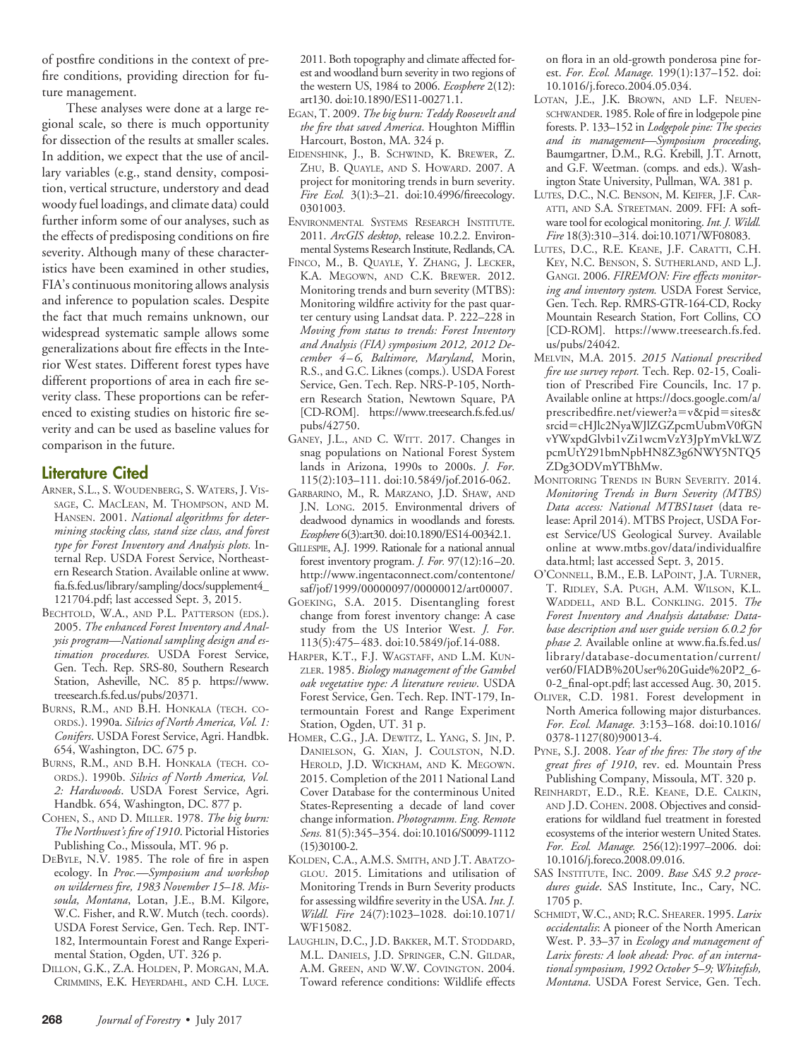of postfire conditions in the context of prefire conditions, providing direction for future management.

These analyses were done at a large regional scale, so there is much opportunity for dissection of the results at smaller scales. In addition, we expect that the use of ancillary variables (e.g., stand density, composition, vertical structure, understory and dead woody fuel loadings, and climate data) could further inform some of our analyses, such as the effects of predisposing conditions on fire severity. Although many of these characteristics have been examined in other studies, FIA's continuous monitoring allows analysis and inference to population scales. Despite the fact that much remains unknown, our widespread systematic sample allows some generalizations about fire effects in the Interior West states. Different forest types have different proportions of area in each fire severity class. These proportions can be referenced to existing studies on historic fire severity and can be used as baseline values for comparison in the future.

## Literature Cited

- Arner, S.L., S. Woudenberg, S. Waters, J. Vissage, C. MacLean, M. Thompson, and M. Hansen. 2001. *National algorithms for determining stocking class, stand size class, and forest type for Forest Inventory and Analysis plots.* Internal Rep. USDA Forest Service, Northeastern Research Station. Available online at www.fia.fs.fed.us/library/sampling/docs/supplement4_121704.pdf; last accessed Sept. 3, 2015.
- Bechtold, W.A., and P.L. Patterson (eds.). 2005. *The enhanced Forest Inventory and Analysis program—National sampling design and estimation procedures.* USDA Forest Service, Gen. Tech. Rep. SRS-80, Southern Research Station, Asheville, NC. 85 p. https://www.treesearch.fs.fed.us/pubs/20371.
- Burns, R.M., and B.H. Honkala (tech. coords.). 1990a. *Silvics of North America, Vol. 1: Conifers*. USDA Forest Service, Agri. Handbk. 654, Washington, DC. 675 p.
- Burns, R.M., and B.H. Honkala (tech. coords.). 1990b. *Silvics of North America, Vol. 2: Hardwoods*. USDA Forest Service, Agri. Handbk. 654, Washington, DC. 877 p.
- Cohen, S., and D. Miller. 1978. *The big burn: The Northwest's fire of 1910*. Pictorial Histories Publishing Co., Missoula, MT. 96 p.
- DeByle, N.V. 1985. The role of fire in aspen ecology. In *Proc.—Symposium and workshop on wilderness fire, 1983 November 15–18. Missoula, Montana*, Lotan, J.E., B.M. Kilgore, W.C. Fisher, and R.W. Mutch (tech. coords). USDA Forest Service, Gen. Tech. Rep. INT-182, Intermountain Forest and Range Experiment Station, Ogden, UT. 326 p.
- Dillon, G.K., Z.A. Holden, P. Morgan, M.A. Crimmins, E.K. Heyerdahl, and C.H. Luce. 2011. Both topography and climate affected forest and woodland burn severity in two regions of the western US, 1984 to 2006. *Ecosphere* 2(12): art130. doi:10.1890/ES11-00271.1.
- Egan, T. 2009. *The big burn: Teddy Roosevelt and the fire that saved America*. Houghton Mifflin Harcourt, Boston, MA. 324 p.
- Eidenshink, J., B. Schwind, K. Brewer, Z. Zhu, B. Quayle, and S. Howard. 2007. A project for monitoring trends in burn severity. *Fire Ecol.* 3(1):3–21. doi:10.4996/fireecology.0301003.
- Environmental Systems Research Institute. 2011. *ArcGIS desktop*, release 10.2.2. Environmental Systems Research Institute, Redlands, CA.
- Finco, M., B. Quayle, Y. Zhang, J. Lecker, K.A. Megown, and C.K. Brewer. 2012. Monitoring trends and burn severity (MTBS): Monitoring wildfire activity for the past quarter century using Landsat data. P. 222–228 in *Moving from status to trends: Forest Inventory and Analysis (FIA) symposium 2012, 2012 December 4–6, Baltimore, Maryland*, Morin, R.S., and G.C. Liknes (comps.). USDA Forest Service, Gen. Tech. Rep. NRS-P-105, Northern Research Station, Newtown Square, PA [CD-ROM]. https://www.treesearch.fs.fed.us/pubs/42750.
- Ganey, J.L., and C. Witt. 2017. Changes in snag populations on National Forest System lands in Arizona, 1990s to 2000s. *J. For.* 115(2):103–111. doi:10.5849/jof.2016-062.
- Garbarino, M., R. Marzano, J.D. Shaw, and J.N. Long. 2015. Environmental drivers of deadwood dynamics in woodlands and forests. *Ecosphere* 6(3):art30. doi:10.1890/ES14-00342.1.
- Gillespie, A.J. 1999. Rationale for a national annual forest inventory program. *J. For.* 97(12):16–20. http://www.ingentaconnect.com/contentone/saf/jof/1999/00000097/00000012/art00007.
- Goeking, S.A. 2015. Disentangling forest change from forest inventory change: A case study from the US Interior West. *J. For.* 113(5):475–483. doi:10.5849/jof.14-088.
- Harper, K.T., F.J. Wagstaff, and L.M. Kunzler. 1985. *Biology management of the Gambel oak vegetative type: A literature review*. USDA Forest Service, Gen. Tech. Rep. INT-179, Intermountain Forest and Range Experiment Station, Ogden, UT. 31 p.
- Homer, C.G., J.A. Dewitz, L. Yang, S. Jin, P. Danielson, G. Xian, J. Coulston, N.D. Herold, J.D. Wickham, and K. Megown. 2015. Completion of the 2011 National Land Cover Database for the conterminous United States-Representing a decade of land cover change information. *Photogramm. Eng. Remote Sens.* 81(5):345–354. doi:10.1016/S0099-1112(15)30100-2.
- Kolden, C.A., A.M.S. Smith, and J.T. Abatzoglou. 2015. Limitations and utilisation of Monitoring Trends in Burn Severity products for assessing wildfire severity in the USA. *Int. J. Wildl. Fire* 24(7):1023–1028. doi:10.1071/WF15082.
- Laughlin, D.C., J.D. Bakker, M.T. Stoddard, M.L. Daniels, J.D. Springer, C.N. Gildar, A.M. Green, and W.W. Covington. 2004. Toward reference conditions: Wildlife effects on flora in an old-growth ponderosa pine forest. *For. Ecol. Manage.* 199(1):137–152. doi:10.1016/j.foreco.2004.05.034.
- Lotan, J.E., J.K. Brown, and L.F. Neuenschwander. 1985. Role of fire in lodgepole pine forests. P. 133–152 in *Lodgepole pine: The species and its management—Symposium proceeding*, Baumgartner, D.M., R.G. Krebill, J.T. Arnott, and G.F. Weetman. (comps. and eds.). Washington State University, Pullman, WA. 381 p.
- Lutes, D.C., N.C. Benson, M. Keifer, J.F. Caratti, and S.A. Streetman. 2009. FFI: A software tool for ecological monitoring. *Int. J. Wildl. Fire* 18(3):310–314. doi:10.1071/WF08083.
- Lutes, D.C., R.E. Keane, J.F. Caratti, C.H. Key, N.C. Benson, S. Sutherland, and L.J. Gangi. 2006. *FIREMON: Fire effects monitoring and inventory system.* USDA Forest Service, Gen. Tech. Rep. RMRS-GTR-164-CD, Rocky Mountain Research Station, Fort Collins, CO [CD-ROM]. https://www.treesearch.fs.fed.us/pubs/24042.
- Melvin, M.A. 2015. *2015 National prescribed fire use survey report.* Tech. Rep. 02-15, Coalition of Prescribed Fire Councils, Inc. 17 p. Available online at https://docs.google.com/a/prescribedfire.net/viewer?a=v&pid=sites&srcid=cHJlc2NyaWJlZGZpcmUubmV0fGNvYWxpdGlvbi1vZi1wcmVzY3JpYmVkLWZpcmUtY291bmNpbHN8Z3g6NWY5NTQ5ZDg3ODVmYTBhMw.
- Monitoring Trends in Burn Severity. 2014. *Monitoring Trends in Burn Severity (MTBS) Data access: National MTBS1taset* (data release: April 2014). MTBS Project, USDA Forest Service/US Geological Survey. Available online at www.mtbs.gov/data/individualfiredata.html; last accessed Sept. 3, 2015.
- O'Connell, B.M., E.B. LaPoint, J.A. Turner, T. Ridley, S.A. Pugh, A.M. Wilson, K.L. Waddell, and B.L. Conkling. 2015. *The Forest Inventory and Analysis database: Database description and user guide version 6.0.2 for phase 2.* Available online at www.fia.fs.fed.us/library/database-documentation/current/ver60/FIADB%20User%20Guide%20P2_6-0-2_final-opt.pdf; last accessed Aug. 30, 2015.
- Oliver, C.D. 1981. Forest development in North America following major disturbances. *For. Ecol. Manage.* 3:153–168. doi:10.1016/0378-1127(80)90013-4.
- Pyne, S.J. 2008. *Year of the fires: The story of the great fires of 1910*, rev. ed. Mountain Press Publishing Company, Missoula, MT. 320 p.
- Reinhardt, E.D., R.E. Keane, D.E. Calkin, and J.D. Cohen. 2008. Objectives and considerations for wildland fuel treatment in forested ecosystems of the interior western United States. *For. Ecol. Manage.* 256(12):1997–2006. doi:10.1016/j.foreco.2008.09.016.
- SAS Institute, Inc. 2009. *Base SAS 9.2 procedures guide*. SAS Institute, Inc., Cary, NC. 1705 p.
- Schmidt, W.C., and; R.C. Shearer. 1995. *Larix occidentalis*: A pioneer of the North American West. P. 33–37 in *Ecology and management of Larix forests: A look ahead: Proc. of an international symposium, 1992 October 5–9; Whitefish, Montana*. USDA Forest Service, Gen. Tech.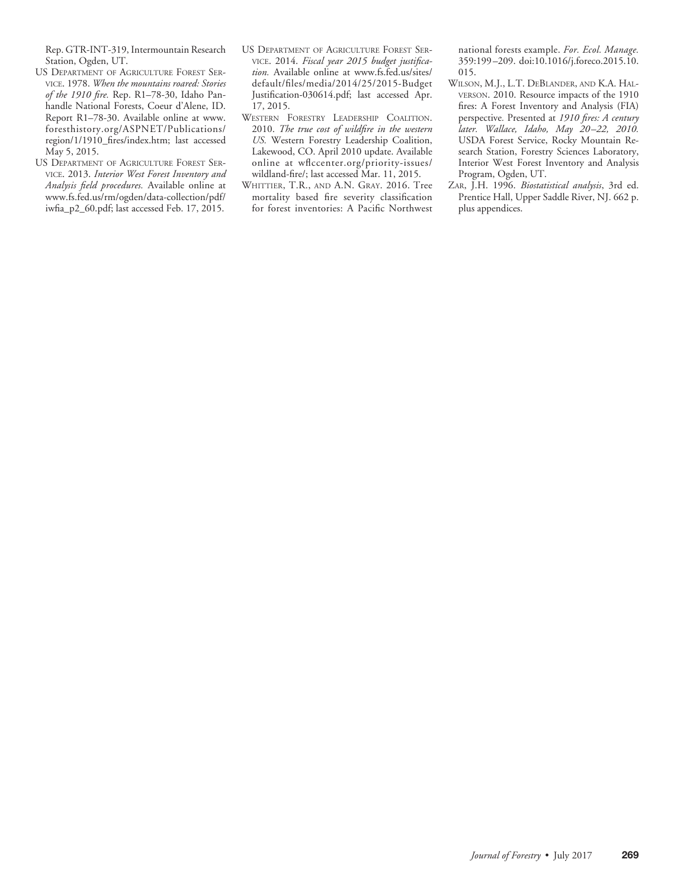Rep. GTR-INT-319, Intermountain Research Station, Ogden, UT.

US Department of Agriculture Forest Service. 1978. *When the mountains roared: Stories of the 1910 fire.* Rep. R1–78-30, Idaho Panhandle National Forests, Coeur d'Alene, ID. Report R1–78-30. Available online at www.foresthistory.org/ASPNET/Publications/region/1/1910_fires/index.htm; last accessed May 5, 2015.

US Department of Agriculture Forest Service. 2013. *Interior West Forest Inventory and Analysis field procedures.* Available online at www.fs.fed.us/rm/ogden/data-collection/pdf/iwfia_p2_60.pdf; last accessed Feb. 17, 2015.

US Department of Agriculture Forest Service. 2014. *Fiscal year 2015 budget justification.* Available online at www.fs.fed.us/sites/default/files/media/2014/25/2015-Budget Justification-030614.pdf; last accessed Apr. 17, 2015.

Western Forestry Leadership Coalition. 2010. *The true cost of wildfire in the western US.* Western Forestry Leadership Coalition, Lakewood, CO. April 2010 update. Available online at wflccenter.org/priority-issues/wildland-fire/; last accessed Mar. 11, 2015.

Whittier, T.R., and A.N. Gray. 2016. Tree mortality based fire severity classification for forest inventories: A Pacific Northwest national forests example. *For. Ecol. Manage.* 359:199–209. doi:10.1016/j.foreco.2015.10.015.

Wilson, M.J., L.T. DeBlander, and K.A. Halverson. 2010. Resource impacts of the 1910 fires: A Forest Inventory and Analysis (FIA) perspective. Presented at *1910 fires: A century later. Wallace, Idaho, May 20–22, 2010.* USDA Forest Service, Rocky Mountain Research Station, Forestry Sciences Laboratory, Interior West Forest Inventory and Analysis Program, Ogden, UT.

Zar, J.H. 1996. *Biostatistical analysis*, 3rd ed. Prentice Hall, Upper Saddle River, NJ. 662 p. plus appendices.